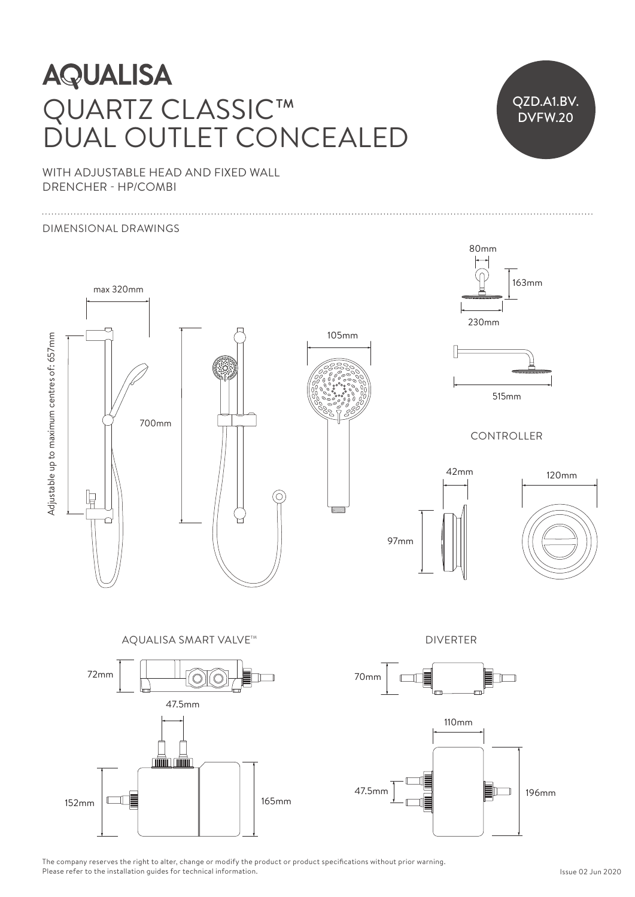# AQUALISA

# QUARTZ CLASSIC™ DUAL OUTLET CONCEALED

QZD.A1.BV.DVFW.20

WITH ADJUSTABLE HEAD AND FIXED WALL DRENCHER - HP/COMBI

## DIMENSIONAL DRAWINGS

max 320mm

Adjustable up to maximum centres of: 657mm

700mm

105mm

80mm

163mm

230mm

515mm

### CONTROLLER

42mm

120mm

97mm

### AQUALISA SMART VALVE™

72mm

47.5mm

152mm

165mm

### DIVERTER

70mm

110mm

47.5mm

196mm

The company reserves the right to alter, change or modify the product or product specifications without prior warning.
Please refer to the installation guides for technical information.

Issue 02 Jun 2020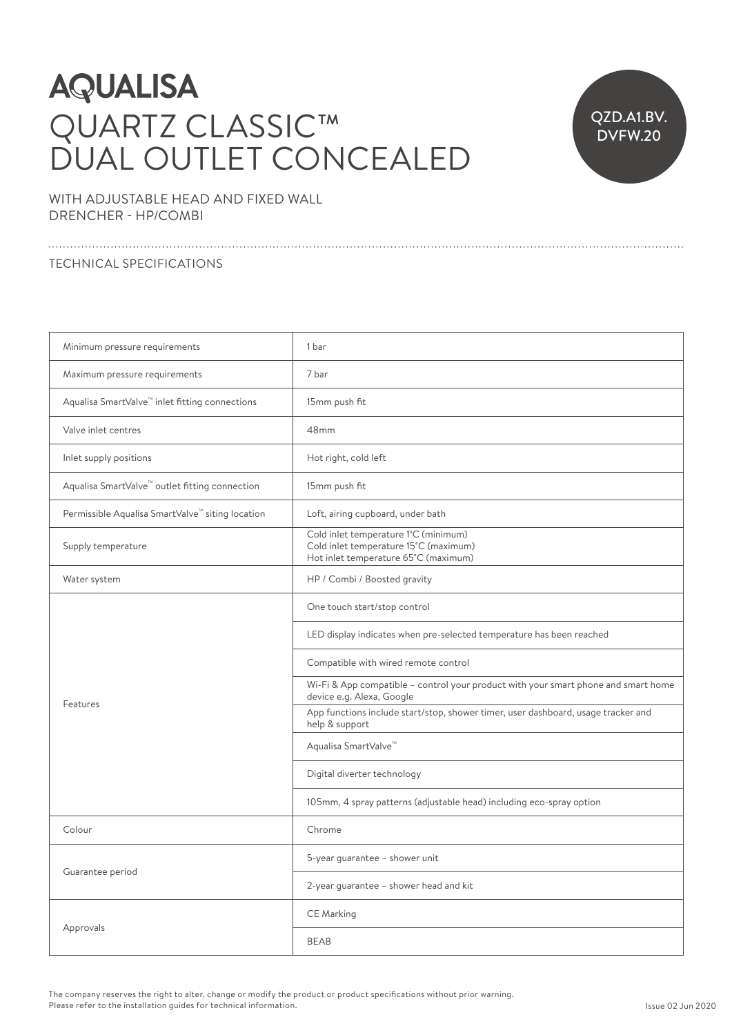# AQUALISA

# QUARTZ CLASSIC™ DUAL OUTLET CONCEALED

QZD.A1.BV.DVFW.20

WITH ADJUSTABLE HEAD AND FIXED WALL DRENCHER - HP/COMBI

TECHNICAL SPECIFICATIONS

| | |
|---|---|
| Minimum pressure requirements | 1 bar |
| Maximum pressure requirements | 7 bar |
| Aqualisa SmartValve™ inlet fitting connections | 15mm push fit |
| Valve inlet centres | 48mm |
| Inlet supply positions | Hot right, cold left |
| Aqualisa SmartValve™ outlet fitting connection | 15mm push fit |
| Permissible Aqualisa SmartValve™ siting location | Loft, airing cupboard, under bath |
| Supply temperature | Cold inlet temperature 1°C (minimum)<br>Cold inlet temperature 15°C (maximum)<br>Hot inlet temperature 65°C (maximum) |
| Water system | HP / Combi / Boosted gravity |
| Features | One touch start/stop control |
| | LED display indicates when pre-selected temperature has been reached |
| | Compatible with wired remote control |
| | Wi-Fi & App compatible – control your product with your smart phone and smart home device e.g. Alexa, Google |
| | App functions include start/stop, shower timer, user dashboard, usage tracker and help & support |
| | Aqualisa SmartValve™ |
| | Digital diverter technology |
| | 105mm, 4 spray patterns (adjustable head) including eco-spray option |
| Colour | Chrome |
| Guarantee period | 5-year guarantee – shower unit |
| | 2-year guarantee – shower head and kit |
| Approvals | CE Marking |
| | BEAB |

The company reserves the right to alter, change or modify the product or product specifications without prior warning.
Please refer to the installation guides for technical information.

Issue 02 Jun 2020